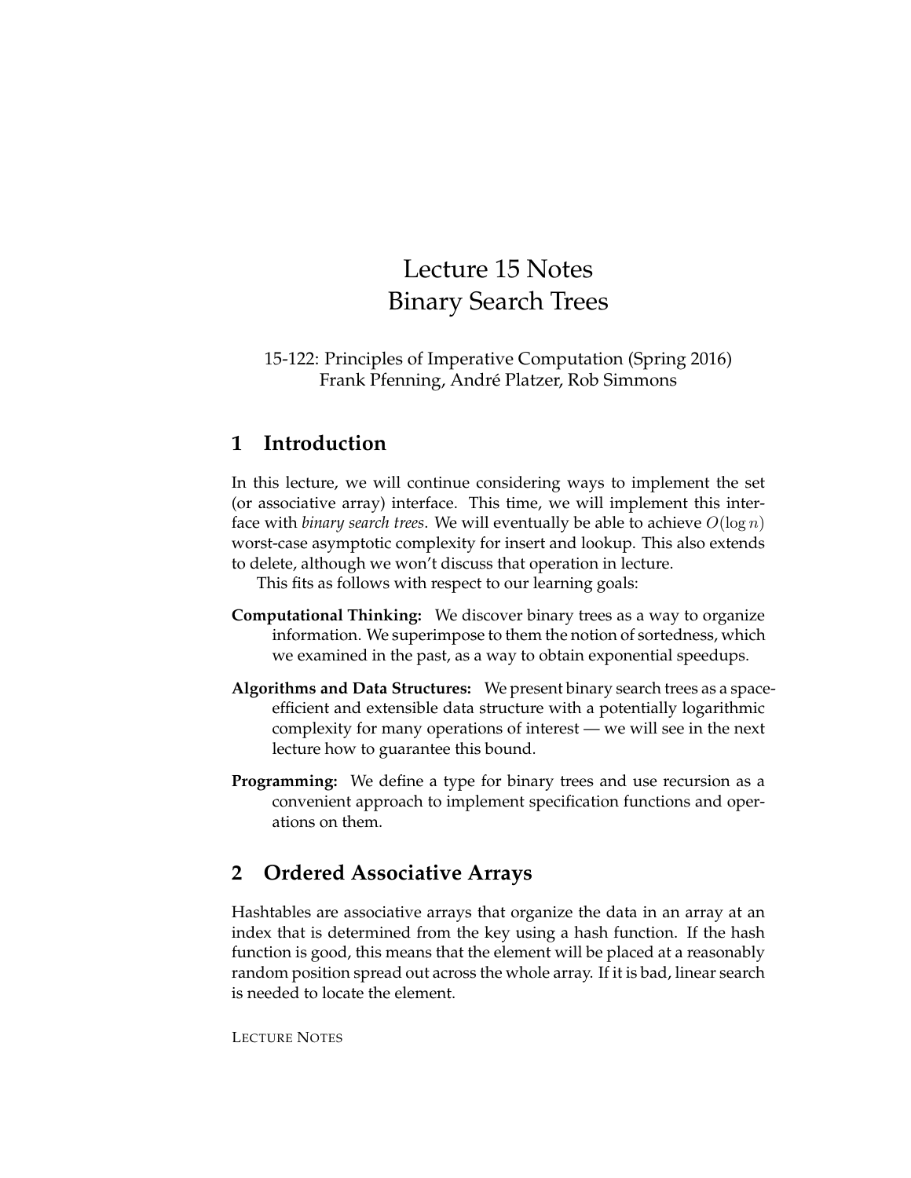# Lecture 15 Notes
# Binary Search Trees

15-122: Principles of Imperative Computation (Spring 2016)
Frank Pfenning, André Platzer, Rob Simmons

## 1 Introduction

In this lecture, we will continue considering ways to implement the set (or associative array) interface. This time, we will implement this interface with *binary search trees*. We will eventually be able to achieve $O(\log n)$ worst-case asymptotic complexity for insert and lookup. This also extends to delete, although we won't discuss that operation in lecture.

This fits as follows with respect to our learning goals:

**Computational Thinking:** We discover binary trees as a way to organize information. We superimpose to them the notion of sortedness, which we examined in the past, as a way to obtain exponential speedups.

**Algorithms and Data Structures:** We present binary search trees as a space-efficient and extensible data structure with a potentially logarithmic complexity for many operations of interest — we will see in the next lecture how to guarantee this bound.

**Programming:** We define a type for binary trees and use recursion as a convenient approach to implement specification functions and operations on them.

## 2 Ordered Associative Arrays

Hashtables are associative arrays that organize the data in an array at an index that is determined from the key using a hash function. If the hash function is good, this means that the element will be placed at a reasonably random position spread out across the whole array. If it is bad, linear search is needed to locate the element.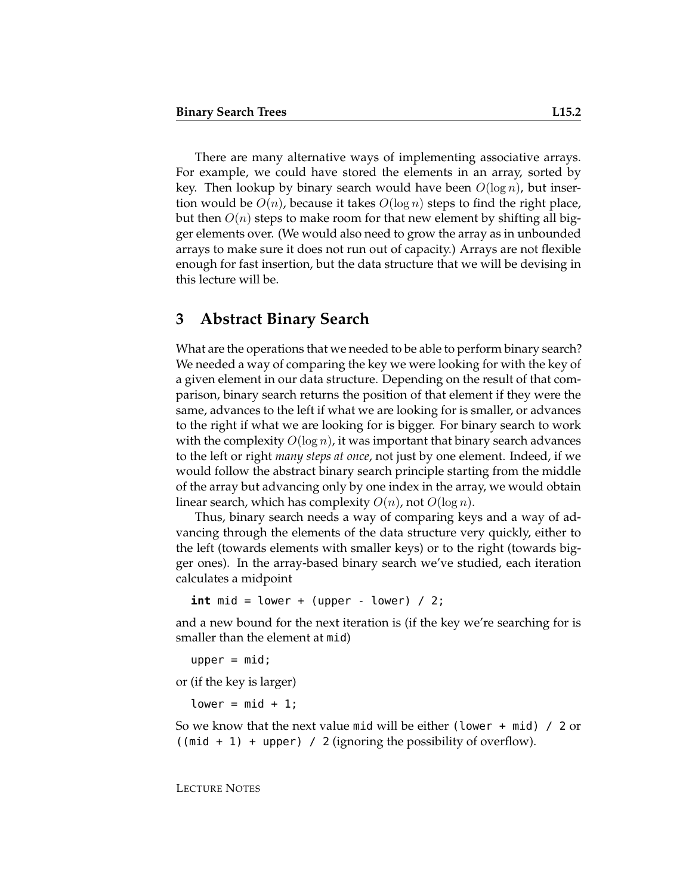There are many alternative ways of implementing associative arrays. For example, we could have stored the elements in an array, sorted by key. Then lookup by binary search would have been $O(\log n)$, but insertion would be $O(n)$, because it takes $O(\log n)$ steps to find the right place, but then $O(n)$ steps to make room for that new element by shifting all bigger elements over. (We would also need to grow the array as in unbounded arrays to make sure it does not run out of capacity.) Arrays are not flexible enough for fast insertion, but the data structure that we will be devising in this lecture will be.

## 3 Abstract Binary Search

What are the operations that we needed to be able to perform binary search? We needed a way of comparing the key we were looking for with the key of a given element in our data structure. Depending on the result of that comparison, binary search returns the position of that element if they were the same, advances to the left if what we are looking for is smaller, or advances to the right if what we are looking for is bigger. For binary search to work with the complexity $O(\log n)$, it was important that binary search advances to the left or right *many steps at once*, not just by one element. Indeed, if we would follow the abstract binary search principle starting from the middle of the array but advancing only by one index in the array, we would obtain linear search, which has complexity $O(n)$, not $O(\log n)$.

Thus, binary search needs a way of comparing keys and a way of advancing through the elements of the data structure very quickly, either to the left (towards elements with smaller keys) or to the right (towards bigger ones). In the array-based binary search we've studied, each iteration calculates a midpoint

```
int mid = lower + (upper - lower) / 2;
```

and a new bound for the next iteration is (if the key we're searching for is smaller than the element at `mid`)

```
upper = mid;
```

or (if the key is larger)

```
lower = mid + 1;
```

So we know that the next value `mid` will be either `(lower + mid) / 2` or `((mid + 1) + upper) / 2` (ignoring the possibility of overflow).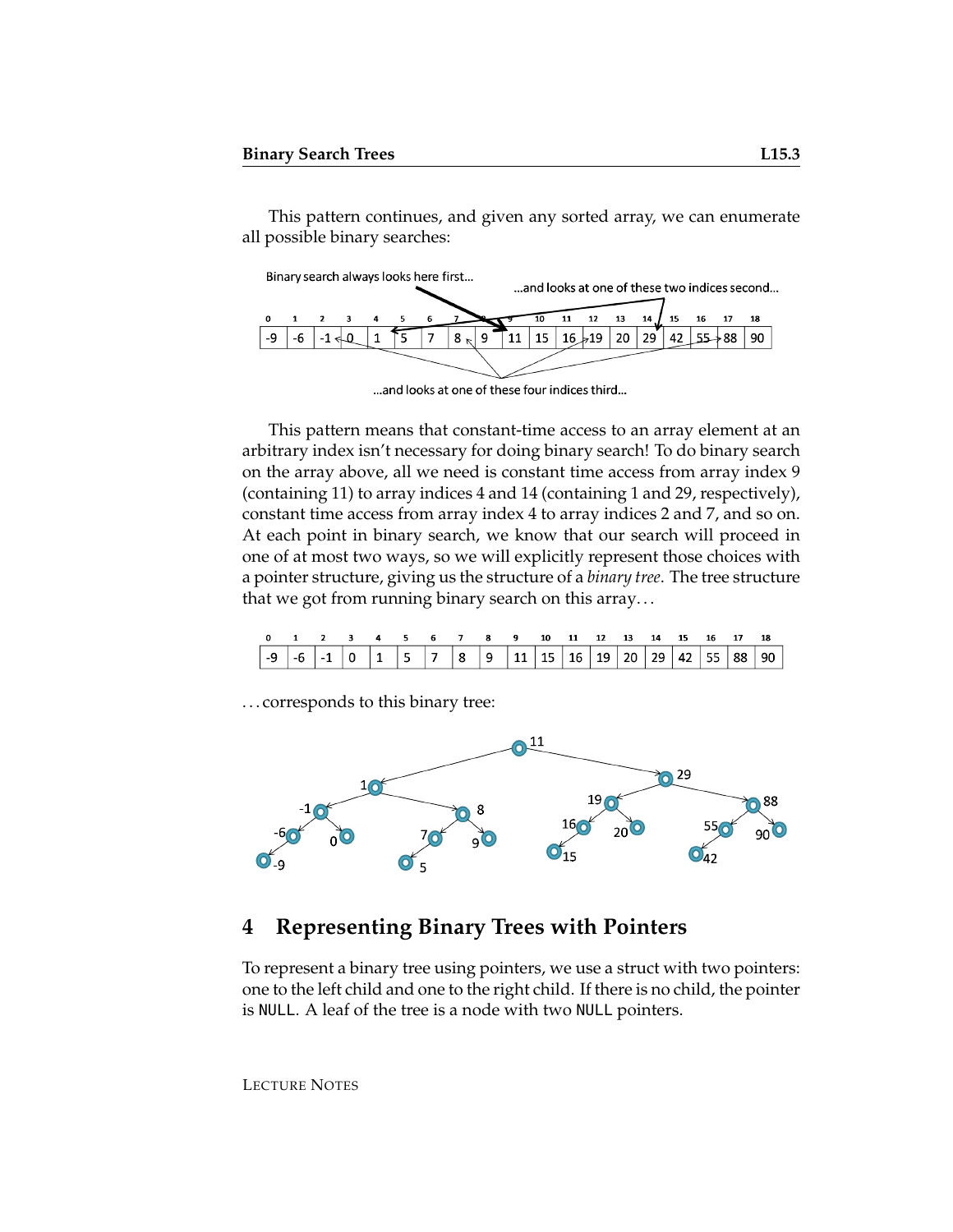This pattern continues, and given any sorted array, we can enumerate all possible binary searches:

Binary search always looks here first...

...and looks at one of these two indices second...

| 0 | 1 | 2 | 3 | 4 | 5 | 6 | 7 | 8 | 9 | 10 | 11 | 12 | 13 | 14 | 15 | 16 | 17 | 18 |
|---|---|---|---|---|---|---|---|---|---|---|---|---|---|---|---|---|---|---|
| -9 | -6 | -1 | 0 | 1 | 5 | 7 | 8 | 9 | 11 | 15 | 16 | 19 | 20 | 29 | 42 | 55 | 88 | 90 |

...and looks at one of these four indices third...

This pattern means that constant-time access to an array element at an arbitrary index isn't necessary for doing binary search! To do binary search on the array above, all we need is constant time access from array index 9 (containing 11) to array indices 4 and 14 (containing 1 and 29, respectively), constant time access from array index 4 to array indices 2 and 7, and so on. At each point in binary search, we know that our search will proceed in one of at most two ways, so we will explicitly represent those choices with a pointer structure, giving us the structure of a *binary tree*. The tree structure that we got from running binary search on this array...

| 0 | 1 | 2 | 3 | 4 | 5 | 6 | 7 | 8 | 9 | 10 | 11 | 12 | 13 | 14 | 15 | 16 | 17 | 18 |
|---|---|---|---|---|---|---|---|---|---|---|---|---|---|---|---|---|---|---|
| -9 | -6 | -1 | 0 | 1 | 5 | 7 | 8 | 9 | 11 | 15 | 16 | 19 | 20 | 29 | 42 | 55 | 88 | 90 |

...corresponds to this binary tree:

## 4 Representing Binary Trees with Pointers

To represent a binary tree using pointers, we use a struct with two pointers: one to the left child and one to the right child. If there is no child, the pointer is `NULL`. A leaf of the tree is a node with two `NULL` pointers.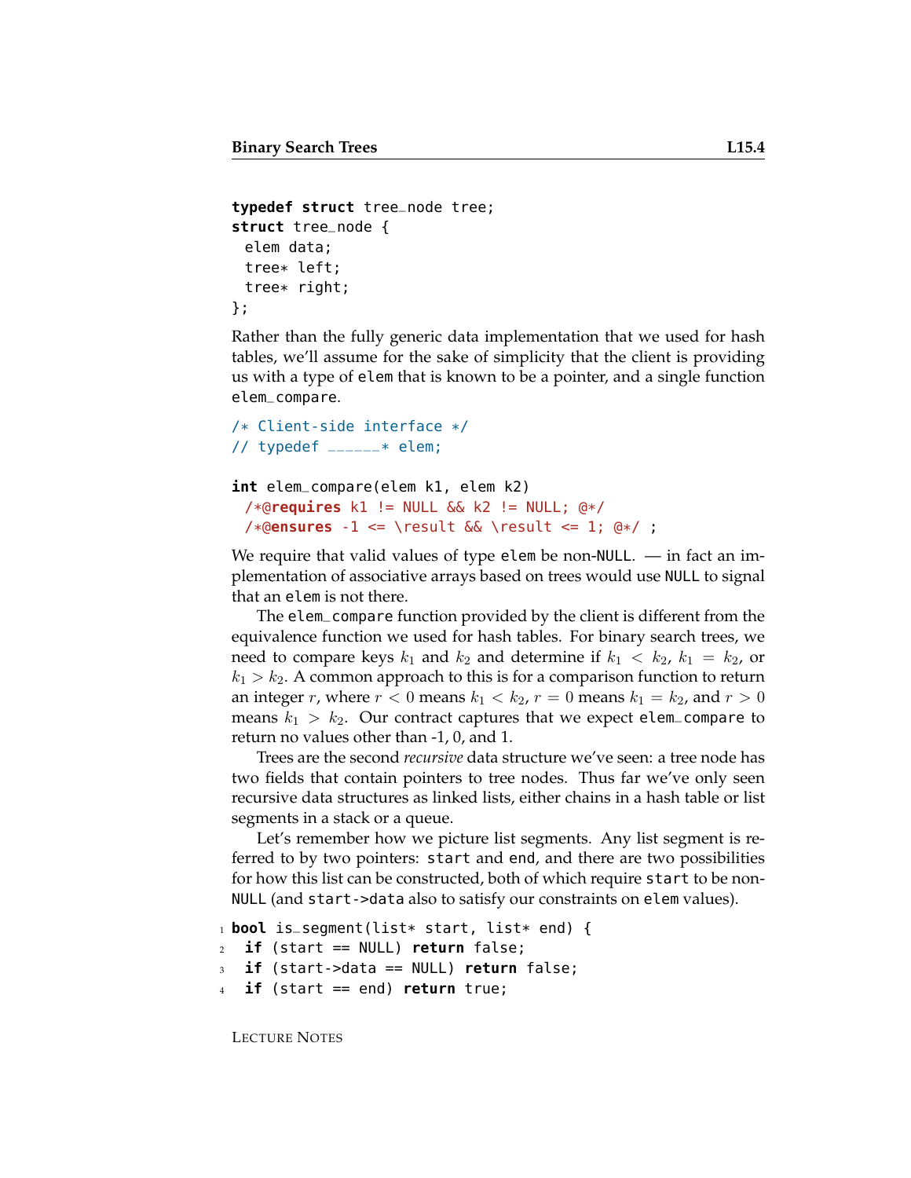```
typedef struct tree_node tree;
struct tree_node {
  elem data;
  tree* left;
  tree* right;
};
```

Rather than the fully generic data implementation that we used for hash tables, we'll assume for the sake of simplicity that the client is providing us with a type of `elem` that is known to be a pointer, and a single function `elem_compare`.

```
/* Client-side interface */
// typedef ______* elem;

int elem_compare(elem k1, elem k2)
  /*@requires k1 != NULL && k2 != NULL; @*/
  /*@ensures -1 <= \result && \result <= 1; @*/ ;
```

We require that valid values of type `elem` be non-`NULL`. — in fact an implementation of associative arrays based on trees would use `NULL` to signal that an `elem` is not there.

The `elem_compare` function provided by the client is different from the equivalence function we used for hash tables. For binary search trees, we need to compare keys $k_1$ and $k_2$ and determine if $k_1 < k_2$, $k_1 = k_2$, or $k_1 > k_2$. A common approach to this is for a comparison function to return an integer $r$, where $r < 0$ means $k_1 < k_2$, $r = 0$ means $k_1 = k_2$, and $r > 0$ means $k_1 > k_2$. Our contract captures that we expect `elem_compare` to return no values other than -1, 0, and 1.

Trees are the second *recursive* data structure we've seen: a tree node has two fields that contain pointers to tree nodes. Thus far we've only seen recursive data structures as linked lists, either chains in a hash table or list segments in a stack or a queue.

Let's remember how we picture list segments. Any list segment is referred to by two pointers: `start` and `end`, and there are two possibilities for how this list can be constructed, both of which require `start` to be non-`NULL` (and `start->data` also to satisfy our constraints on `elem` values).

```
1 bool is_segment(list* start, list* end) {
2   if (start == NULL) return false;
3   if (start->data == NULL) return false;
4   if (start == end) return true;
```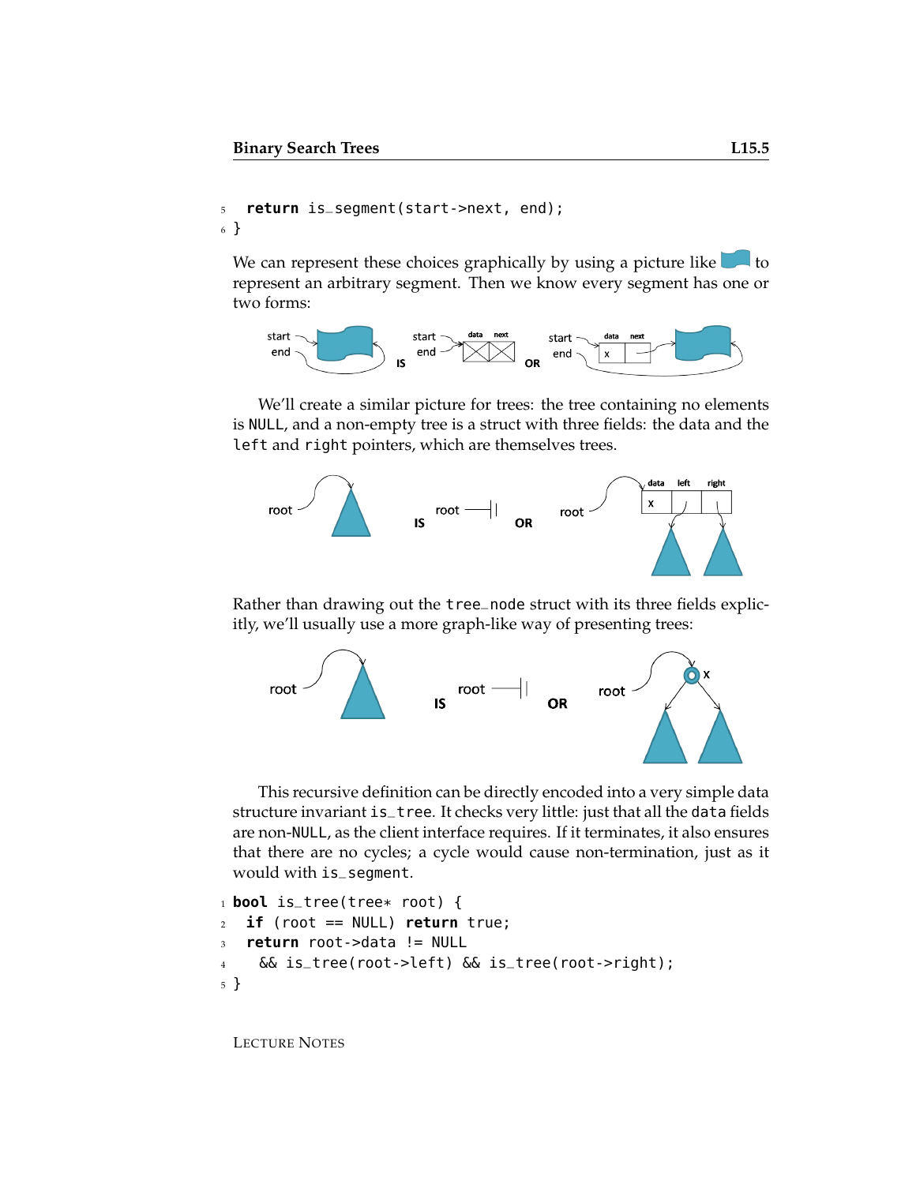```
5   return is_segment(start->next, end);
6 }
```

We can represent these choices graphically by using a picture like to represent an arbitrary segment. Then we know every segment has one or two forms:

We'll create a similar picture for trees: the tree containing no elements is NULL, and a non-empty tree is a struct with three fields: the data and the left and right pointers, which are themselves trees.

Rather than drawing out the tree_node struct with its three fields explicitly, we'll usually use a more graph-like way of presenting trees:

This recursive definition can be directly encoded into a very simple data structure invariant is_tree. It checks very little: just that all the data fields are non-NULL, as the client interface requires. If it terminates, it also ensures that there are no cycles; a cycle would cause non-termination, just as it would with is_segment.

```
1 bool is_tree(tree* root) {
2   if (root == NULL) return true;
3   return root->data != NULL
4     && is_tree(root->left) && is_tree(root->right);
5 }
```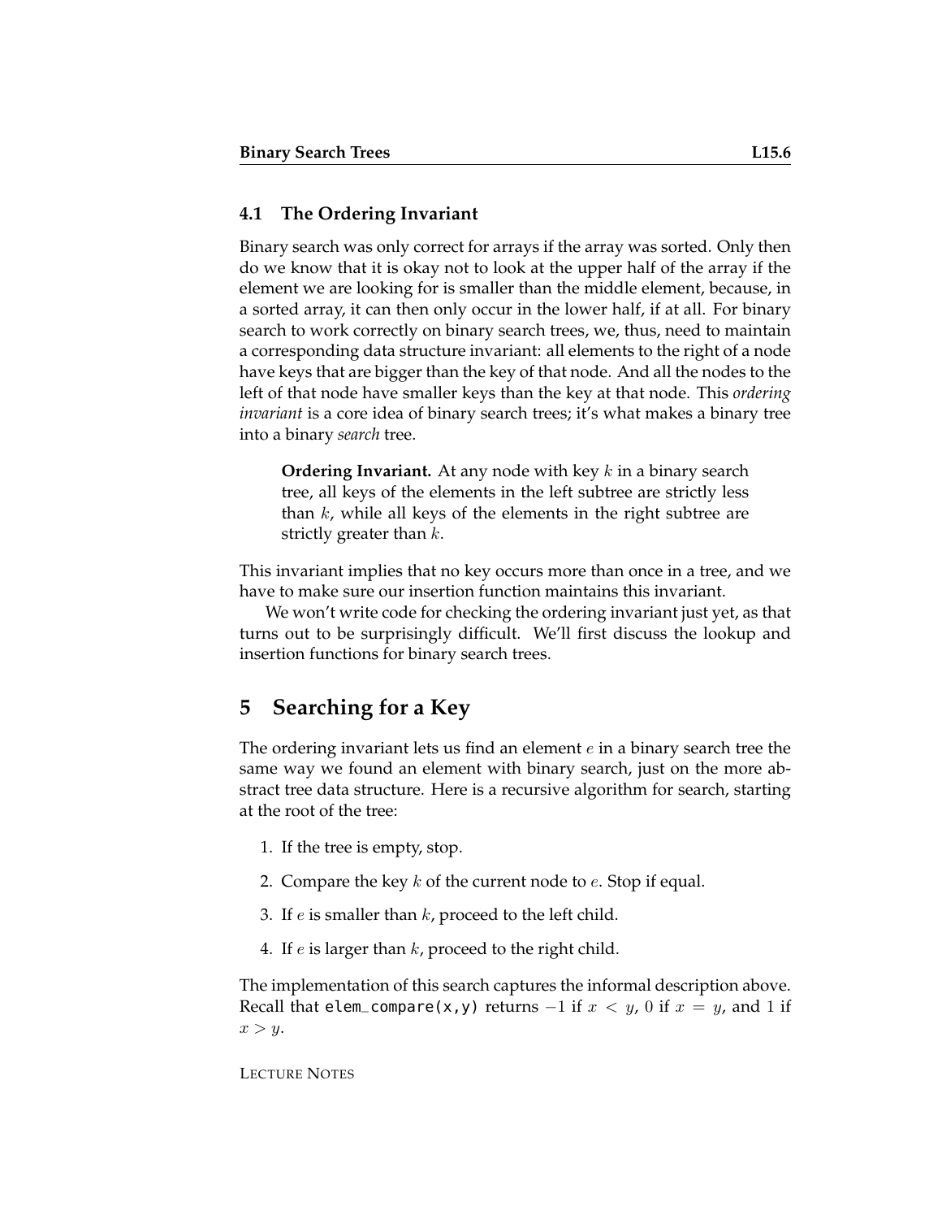### 4.1 The Ordering Invariant

Binary search was only correct for arrays if the array was sorted. Only then do we know that it is okay not to look at the upper half of the array if the element we are looking for is smaller than the middle element, because, in a sorted array, it can then only occur in the lower half, if at all. For binary search to work correctly on binary search trees, we, thus, need to maintain a corresponding data structure invariant: all elements to the right of a node have keys that are bigger than the key of that node. And all the nodes to the left of that node have smaller keys than the key at that node. This *ordering invariant* is a core idea of binary search trees; it's what makes a binary tree into a binary *search* tree.

> **Ordering Invariant.** At any node with key $k$ in a binary search tree, all keys of the elements in the left subtree are strictly less than $k$, while all keys of the elements in the right subtree are strictly greater than $k$.

This invariant implies that no key occurs more than once in a tree, and we have to make sure our insertion function maintains this invariant.

We won't write code for checking the ordering invariant just yet, as that turns out to be surprisingly difficult. We'll first discuss the lookup and insertion functions for binary search trees.

## 5 Searching for a Key

The ordering invariant lets us find an element $e$ in a binary search tree the same way we found an element with binary search, just on the more abstract tree data structure. Here is a recursive algorithm for search, starting at the root of the tree:

1. If the tree is empty, stop.
2. Compare the key $k$ of the current node to $e$. Stop if equal.
3. If $e$ is smaller than $k$, proceed to the left child.
4. If $e$ is larger than $k$, proceed to the right child.

The implementation of this search captures the informal description above. Recall that `elem_compare(x,y)` returns $-1$ if $x < y$, $0$ if $x = y$, and $1$ if $x > y$.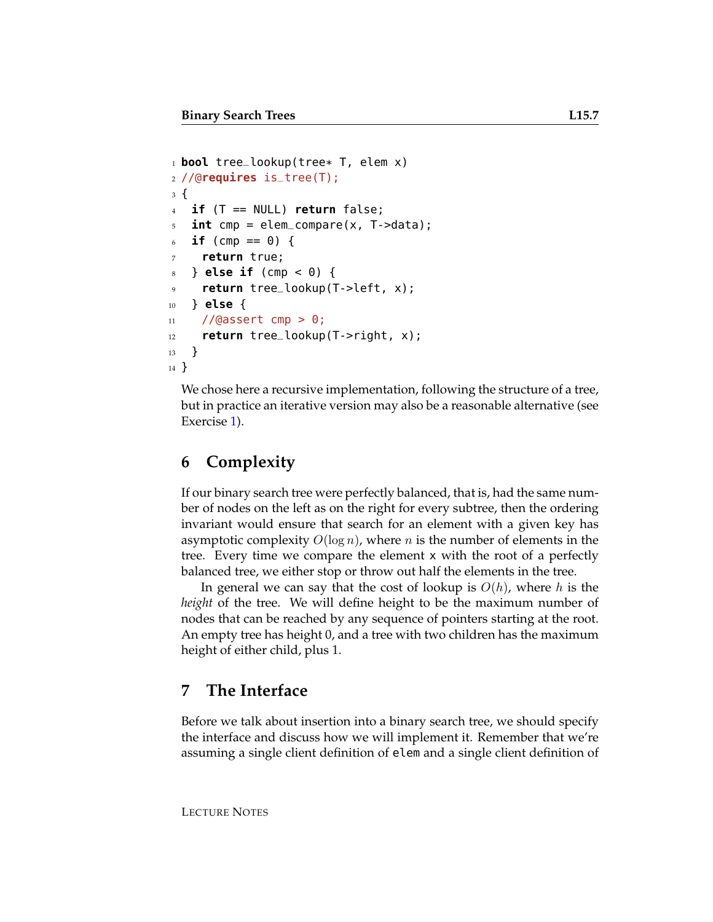```
bool tree_lookup(tree* T, elem x)
//@requires is_tree(T);
{
  if (T == NULL) return false;
  int cmp = elem_compare(x, T->data);
  if (cmp == 0) {
    return true;
  } else if (cmp < 0) {
    return tree_lookup(T->left, x);
  } else {
    //@assert cmp > 0;
    return tree_lookup(T->right, x);
  }
}
```

We chose here a recursive implementation, following the structure of a tree, but in practice an iterative version may also be a reasonable alternative (see Exercise 1).

## 6 Complexity

If our binary search tree were perfectly balanced, that is, had the same number of nodes on the left as on the right for every subtree, then the ordering invariant would ensure that search for an element with a given key has asymptotic complexity $O(\log n)$, where $n$ is the number of elements in the tree. Every time we compare the element `x` with the root of a perfectly balanced tree, we either stop or throw out half the elements in the tree.

In general we can say that the cost of lookup is $O(h)$, where $h$ is the *height* of the tree. We will define height to be the maximum number of nodes that can be reached by any sequence of pointers starting at the root. An empty tree has height 0, and a tree with two children has the maximum height of either child, plus 1.

## 7 The Interface

Before we talk about insertion into a binary search tree, we should specify the interface and discuss how we will implement it. Remember that we're assuming a single client definition of `elem` and a single client definition of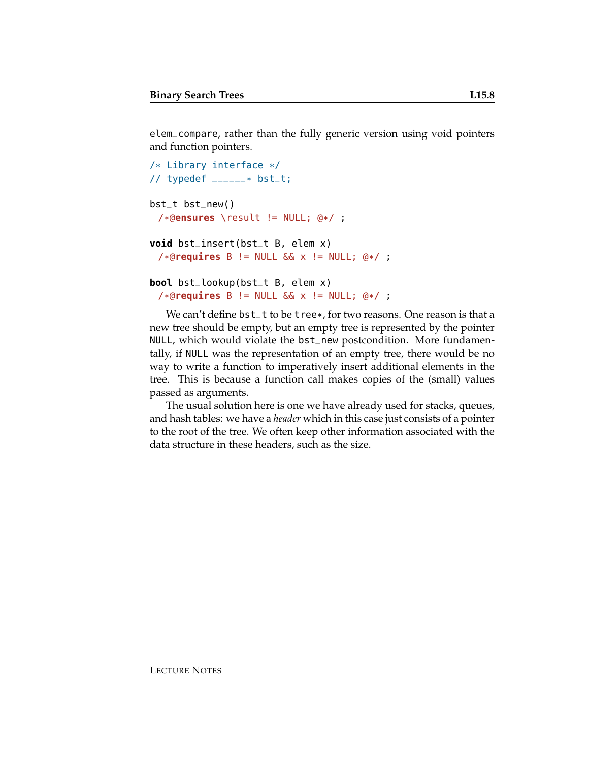`elem_compare`, rather than the fully generic version using void pointers and function pointers.

```
/* Library interface */
// typedef ______* bst_t;

bst_t bst_new()
  /*@ensures \result != NULL; @*/ ;

void bst_insert(bst_t B, elem x)
  /*@requires B != NULL && x != NULL; @*/ ;

bool bst_lookup(bst_t B, elem x)
  /*@requires B != NULL && x != NULL; @*/ ;
```

We can't define `bst_t` to be `tree*`, for two reasons. One reason is that a new tree should be empty, but an empty tree is represented by the pointer `NULL`, which would violate the `bst_new` postcondition. More fundamentally, if `NULL` was the representation of an empty tree, there would be no way to write a function to imperatively insert additional elements in the tree. This is because a function call makes copies of the (small) values passed as arguments.

The usual solution here is one we have already used for stacks, queues, and hash tables: we have a *header* which in this case just consists of a pointer to the root of the tree. We often keep other information associated with the data structure in these headers, such as the size.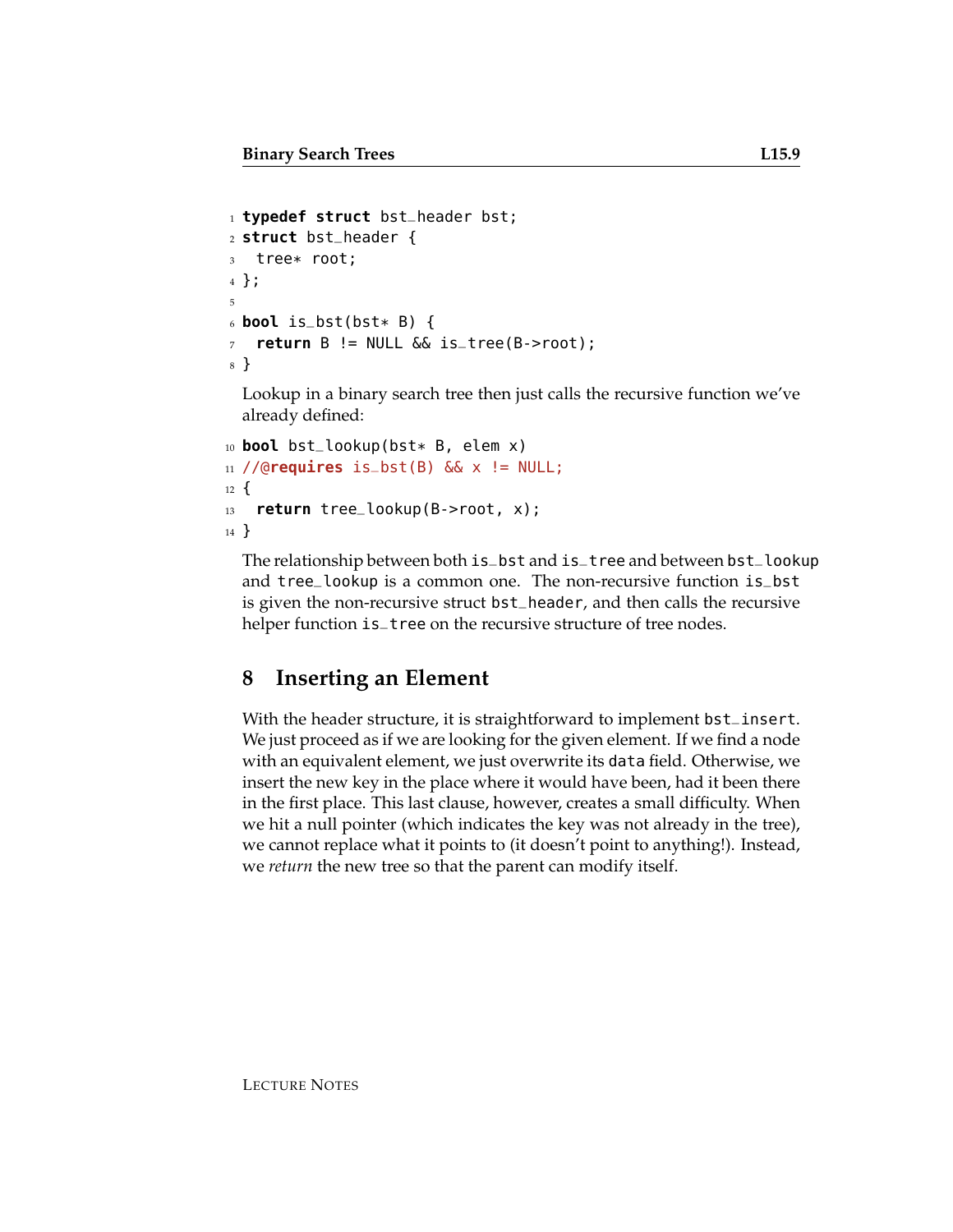```
typedef struct bst_header bst;
struct bst_header {
  tree* root;
};

bool is_bst(bst* B) {
  return B != NULL && is_tree(B->root);
}
```

Lookup in a binary search tree then just calls the recursive function we've already defined:

```
bool bst_lookup(bst* B, elem x)
//@requires is_bst(B) && x != NULL;
{
  return tree_lookup(B->root, x);
}
```

The relationship between both `is_bst` and `is_tree` and between `bst_lookup` and `tree_lookup` is a common one. The non-recursive function `is_bst` is given the non-recursive struct `bst_header`, and then calls the recursive helper function `is_tree` on the recursive structure of tree nodes.

## 8 Inserting an Element

With the header structure, it is straightforward to implement `bst_insert`. We just proceed as if we are looking for the given element. If we find a node with an equivalent element, we just overwrite its `data` field. Otherwise, we insert the new key in the place where it would have been, had it been there in the first place. This last clause, however, creates a small difficulty. When we hit a null pointer (which indicates the key was not already in the tree), we cannot replace what it points to (it doesn't point to anything!). Instead, we *return* the new tree so that the parent can modify itself.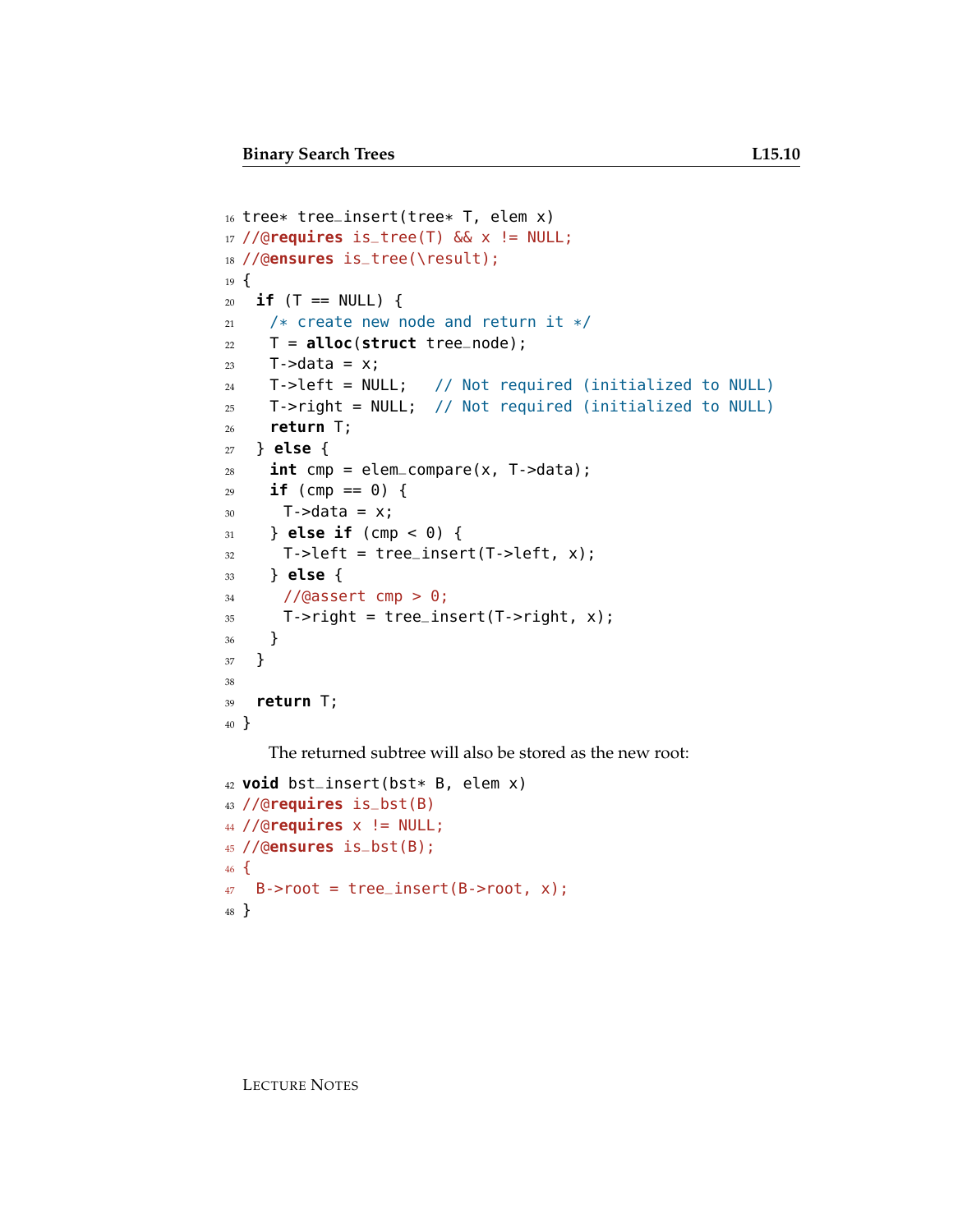```
16 tree* tree_insert(tree* T, elem x)
17 //@requires is_tree(T) && x != NULL;
18 //@ensures is_tree(\result);
19 {
20   if (T == NULL) {
21     /* create new node and return it */
22     T = alloc(struct tree_node);
23     T->data = x;
24     T->left = NULL;   // Not required (initialized to NULL)
25     T->right = NULL;  // Not required (initialized to NULL)
26     return T;
27   } else {
28     int cmp = elem_compare(x, T->data);
29     if (cmp == 0) {
30       T->data = x;
31     } else if (cmp < 0) {
32       T->left = tree_insert(T->left, x);
33     } else {
34       //@assert cmp > 0;
35       T->right = tree_insert(T->right, x);
36     }
37   }
38
39   return T;
40 }
```

The returned subtree will also be stored as the new root:

```
42 void bst_insert(bst* B, elem x)
43 //@requires is_bst(B)
44 //@requires x != NULL;
45 //@ensures is_bst(B);
46 {
47   B->root = tree_insert(B->root, x);
48 }
```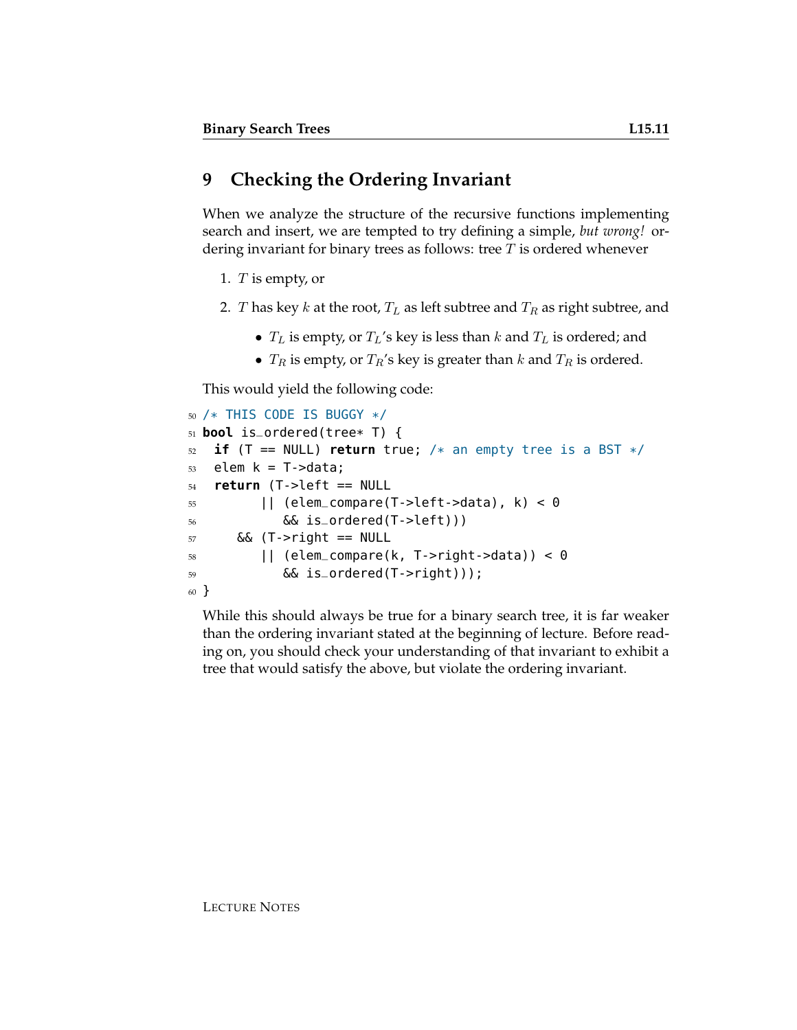## 9 Checking the Ordering Invariant

When we analyze the structure of the recursive functions implementing search and insert, we are tempted to try defining a simple, *but wrong!* ordering invariant for binary trees as follows: tree $T$ is ordered whenever

1. $T$ is empty, or
2. $T$ has key $k$ at the root, $T_L$ as left subtree and $T_R$ as right subtree, and
   - $T_L$ is empty, or $T_L$'s key is less than $k$ and $T_L$ is ordered; and
   - $T_R$ is empty, or $T_R$'s key is greater than $k$ and $T_R$ is ordered.

This would yield the following code:

```
50 /* THIS CODE IS BUGGY */
51 bool is_ordered(tree* T) {
52   if (T == NULL) return true; /* an empty tree is a BST */
53   elem k = T->data;
54   return (T->left == NULL
55         || (elem_compare(T->left->data), k) < 0
56            && is_ordered(T->left)))
57       && (T->right == NULL
58         || (elem_compare(k, T->right->data)) < 0
59            && is_ordered(T->right)));
60 }
```

While this should always be true for a binary search tree, it is far weaker than the ordering invariant stated at the beginning of lecture. Before reading on, you should check your understanding of that invariant to exhibit a tree that would satisfy the above, but violate the ordering invariant.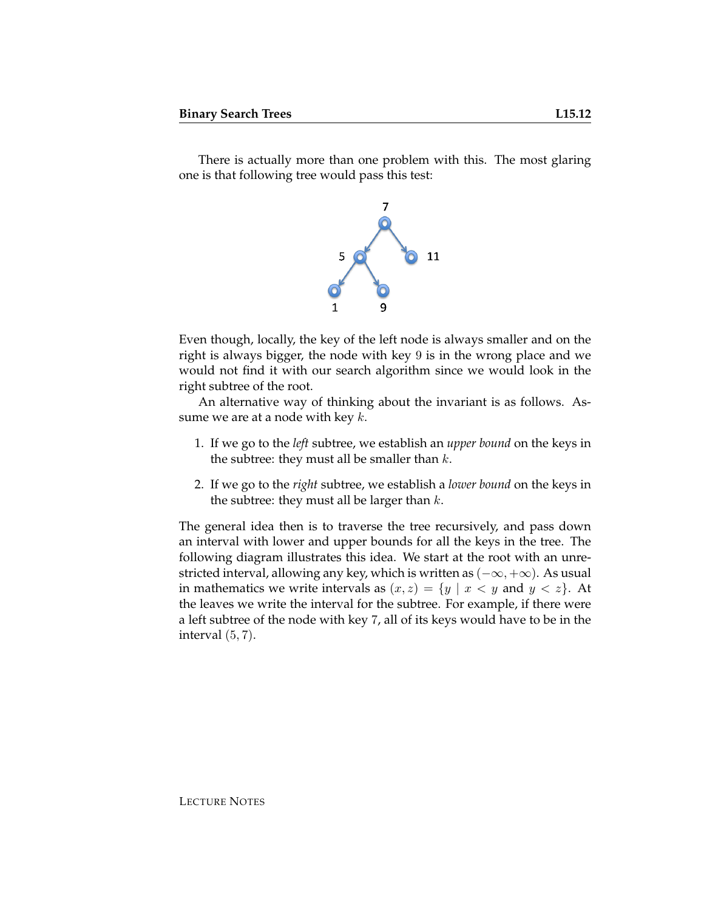There is actually more than one problem with this. The most glaring one is that following tree would pass this test:

Even though, locally, the key of the left node is always smaller and on the right is always bigger, the node with key $9$ is in the wrong place and we would not find it with our search algorithm since we would look in the right subtree of the root.

An alternative way of thinking about the invariant is as follows. Assume we are at a node with key $k$.

1. If we go to the *left* subtree, we establish an *upper bound* on the keys in the subtree: they must all be smaller than $k$.
2. If we go to the *right* subtree, we establish a *lower bound* on the keys in the subtree: they must all be larger than $k$.

The general idea then is to traverse the tree recursively, and pass down an interval with lower and upper bounds for all the keys in the tree. The following diagram illustrates this idea. We start at the root with an unrestricted interval, allowing any key, which is written as $(-\infty, +\infty)$. As usual in mathematics we write intervals as $(x, z) = \{y \mid x < y \text{ and } y < z\}$. At the leaves we write the interval for the subtree. For example, if there were a left subtree of the node with key $7$, all of its keys would have to be in the interval $(5, 7)$.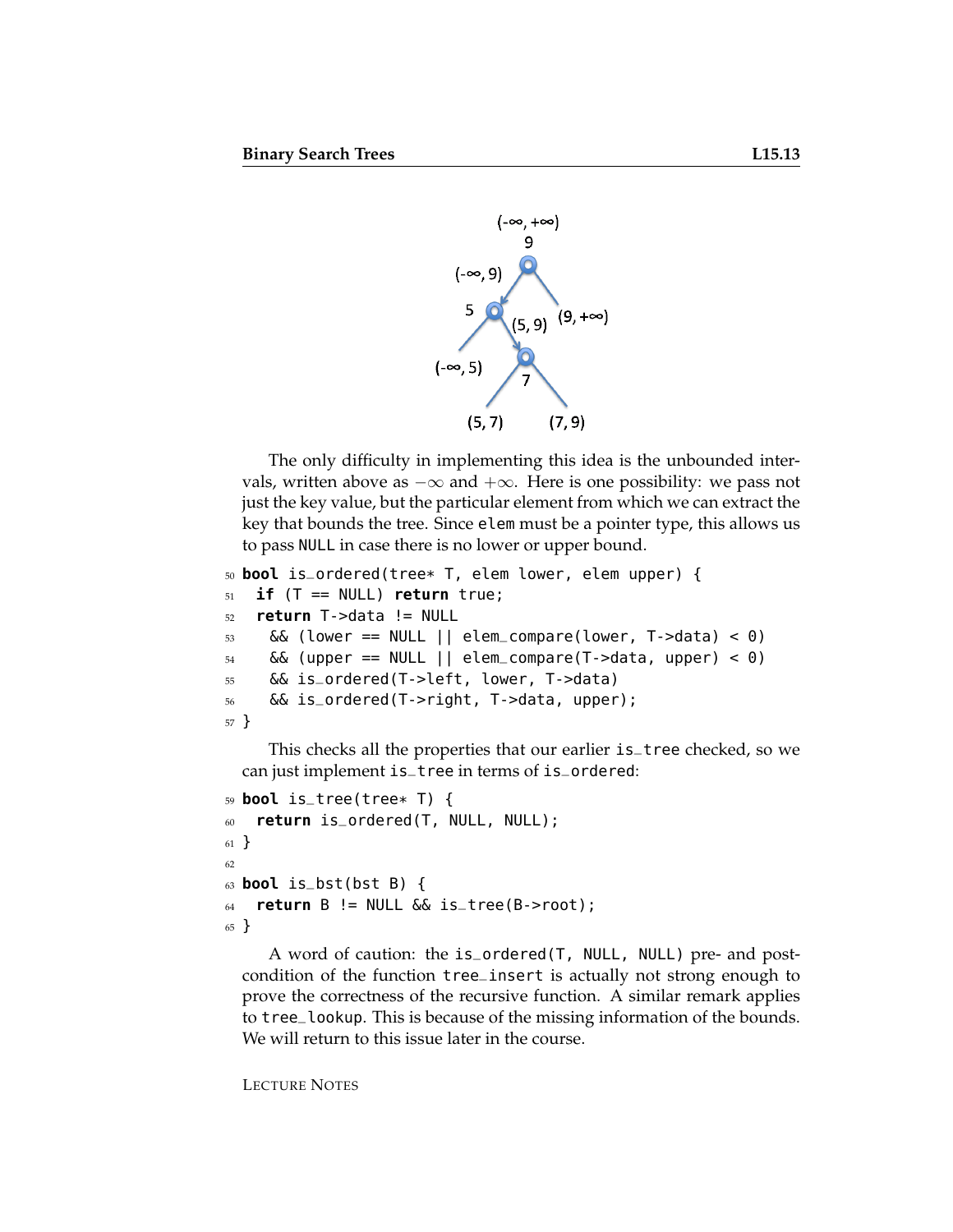The only difficulty in implementing this idea is the unbounded intervals, written above as $-\infty$ and $+\infty$. Here is one possibility: we pass not just the key value, but the particular element from which we can extract the key that bounds the tree. Since `elem` must be a pointer type, this allows us to pass `NULL` in case there is no lower or upper bound.

```
50 bool is_ordered(tree* T, elem lower, elem upper) {
51   if (T == NULL) return true;
52   return T->data != NULL
53     && (lower == NULL || elem_compare(lower, T->data) < 0)
54     && (upper == NULL || elem_compare(T->data, upper) < 0)
55     && is_ordered(T->left, lower, T->data)
56     && is_ordered(T->right, T->data, upper);
57 }
```

This checks all the properties that our earlier `is_tree` checked, so we can just implement `is_tree` in terms of `is_ordered`:

```
59 bool is_tree(tree* T) {
60   return is_ordered(T, NULL, NULL);
61 }
62
63 bool is_bst(bst B) {
64   return B != NULL && is_tree(B->root);
65 }
```

A word of caution: the `is_ordered(T, NULL, NULL)` pre- and post-condition of the function `tree_insert` is actually not strong enough to prove the correctness of the recursive function. A similar remark applies to `tree_lookup`. This is because of the missing information of the bounds. We will return to this issue later in the course.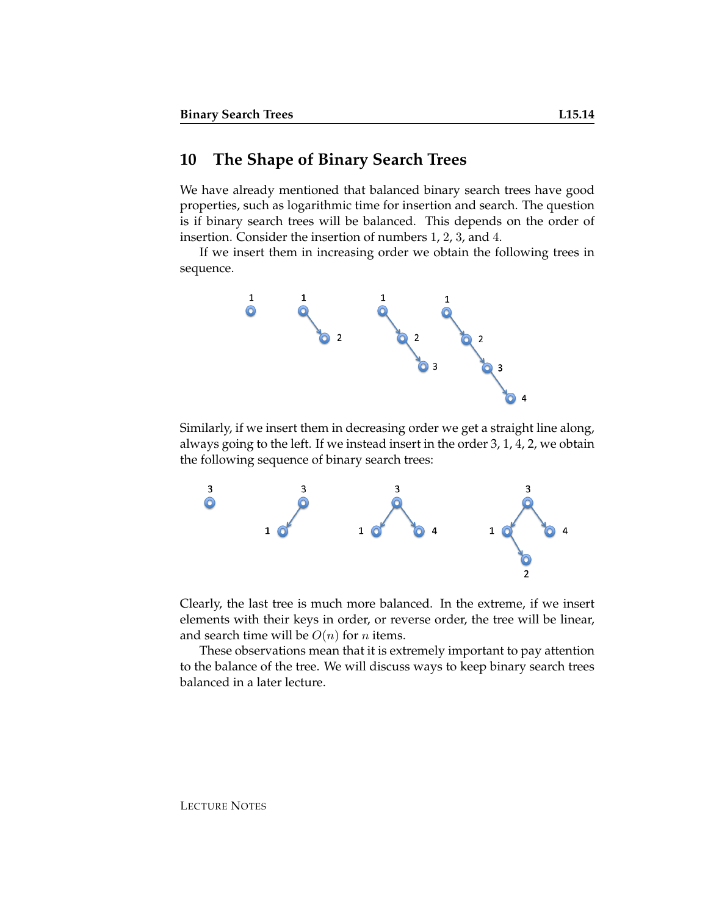## 10 The Shape of Binary Search Trees

We have already mentioned that balanced binary search trees have good properties, such as logarithmic time for insertion and search. The question is if binary search trees will be balanced. This depends on the order of insertion. Consider the insertion of numbers $1$, $2$, $3$, and $4$.

If we insert them in increasing order we obtain the following trees in sequence.

Similarly, if we insert them in decreasing order we get a straight line along, always going to the left. If we instead insert in the order 3, 1, 4, 2, we obtain the following sequence of binary search trees:

Clearly, the last tree is much more balanced. In the extreme, if we insert elements with their keys in order, or reverse order, the tree will be linear, and search time will be $O(n)$ for $n$ items.

These observations mean that it is extremely important to pay attention to the balance of the tree. We will discuss ways to keep binary search trees balanced in a later lecture.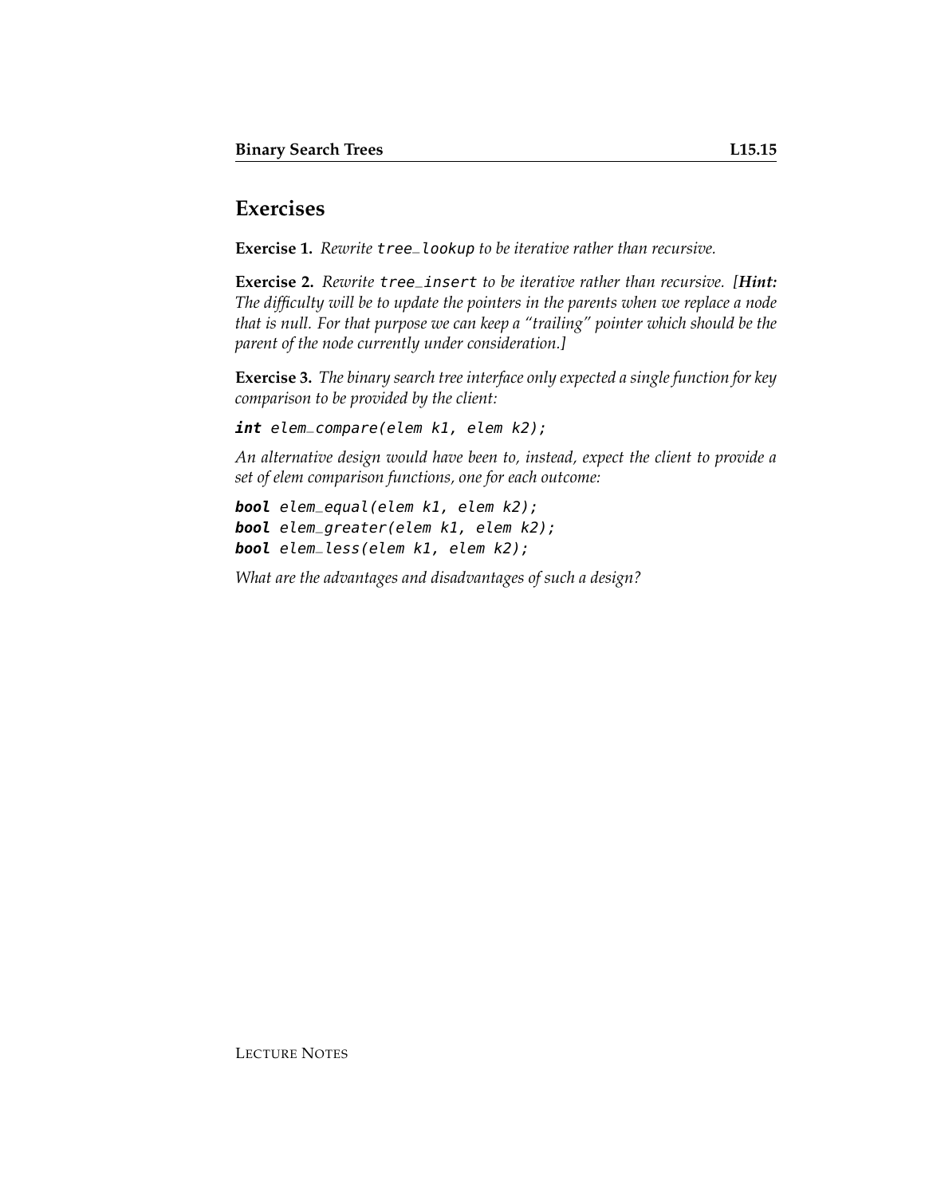## Exercises

**Exercise 1.** *Rewrite* `tree_lookup` *to be iterative rather than recursive.*

**Exercise 2.** *Rewrite* `tree_insert` *to be iterative rather than recursive. [**Hint:** The difficulty will be to update the pointers in the parents when we replace a node that is null. For that purpose we can keep a "trailing" pointer which should be the parent of the node currently under consideration.]*

**Exercise 3.** *The binary search tree interface only expected a single function for key comparison to be provided by the client:*

```
int elem_compare(elem k1, elem k2);
```

*An alternative design would have been to, instead, expect the client to provide a set of elem comparison functions, one for each outcome:*

```
bool elem_equal(elem k1, elem k2);
bool elem_greater(elem k1, elem k2);
bool elem_less(elem k1, elem k2);
```

*What are the advantages and disadvantages of such a design?*